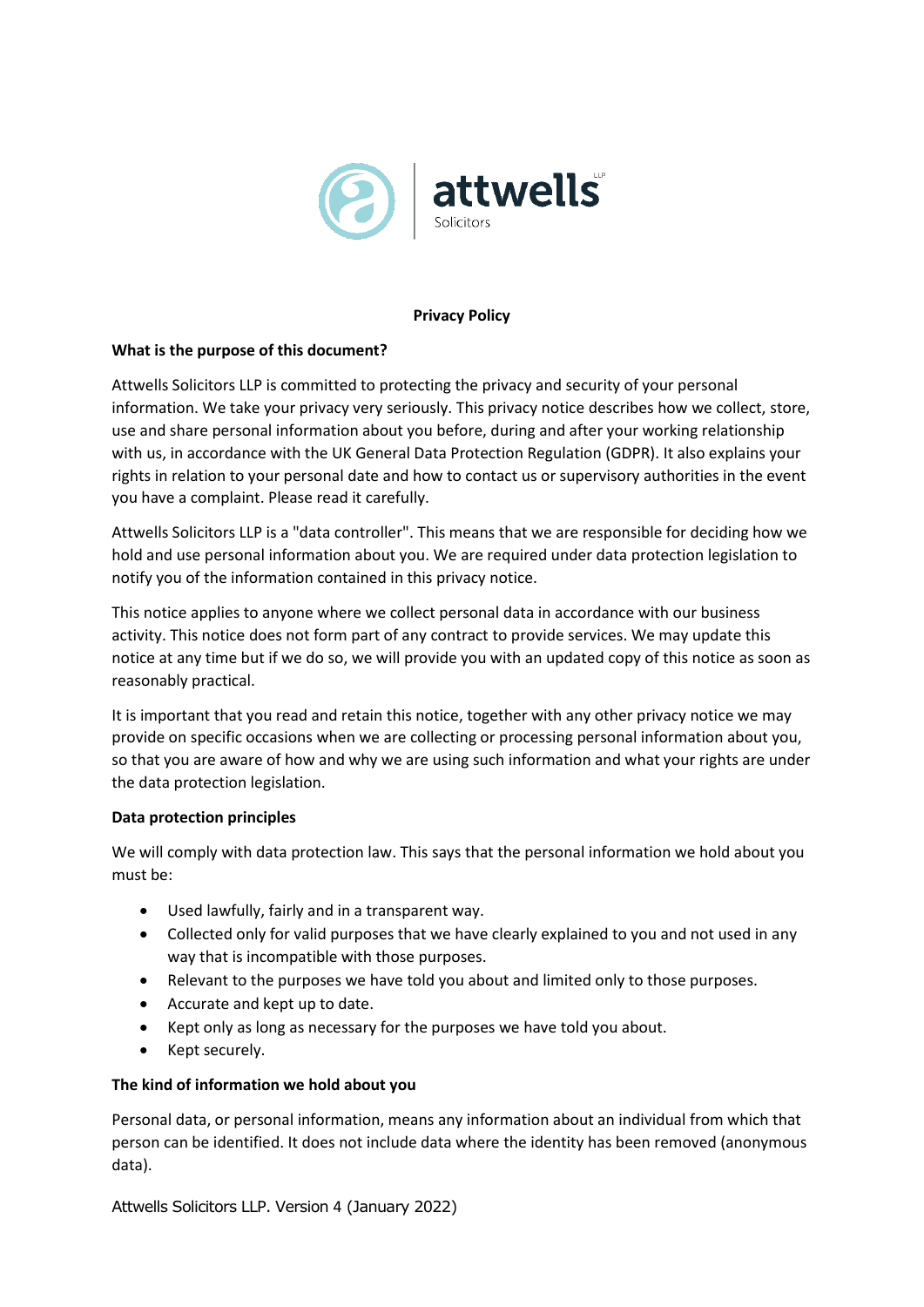# Privacy Policy

**What is the purpose of this document?**

Attwells Solicitors LLP is committed to protecting the privacy and security of your personal information. We take your privacy very seriously. This privacy notice describes how we collect, store, use and share personal information about you before, during and after your working relationship with us, in accordance with the UK General Data Protection Regulation (GDPR). It also explains your rights in relation to your personal date and how to contact us or supervisory authorities in the event you have a complaint. Please read it carefully.

Attwells Solicitors LLP is a "data controller". This means that we are responsible for deciding how we hold and use personal information about you. We are required under data protection legislation to notify you of the information contained in this privacy notice.

This notice applies to anyone where we collect personal data in accordance with our business activity. This notice does not form part of any contract to provide services. We may update this notice at any time but if we do so, we will provide you with an updated copy of this notice as soon as reasonably practical.

It is important that you read and retain this notice, together with any other privacy notice we may provide on specific occasions when we are collecting or processing personal information about you, so that you are aware of how and why we are using such information and what your rights are under the data protection legislation.

**Data protection principles**

We will comply with data protection law. This says that the personal information we hold about you must be:

- Used lawfully, fairly and in a transparent way.
- Collected only for valid purposes that we have clearly explained to you and not used in any way that is incompatible with those purposes.
- Relevant to the purposes we have told you about and limited only to those purposes.
- Accurate and kept up to date.
- Kept only as long as necessary for the purposes we have told you about.
- Kept securely.

**The kind of information we hold about you**

Personal data, or personal information, means any information about an individual from which that person can be identified. It does not include data where the identity has been removed (anonymous data).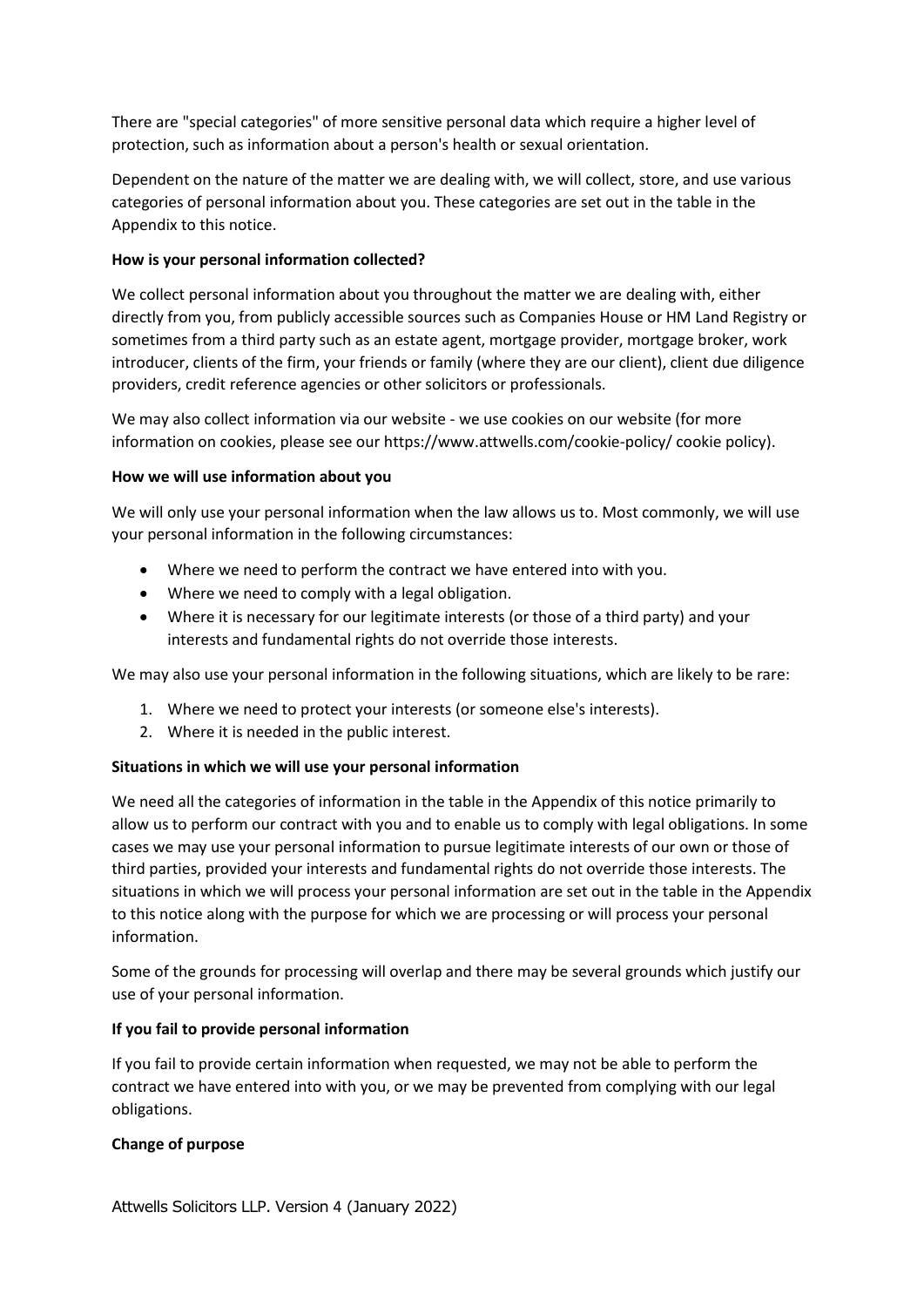There are "special categories" of more sensitive personal data which require a higher level of protection, such as information about a person's health or sexual orientation.

Dependent on the nature of the matter we are dealing with, we will collect, store, and use various categories of personal information about you. These categories are set out in the table in the Appendix to this notice.

**How is your personal information collected?**

We collect personal information about you throughout the matter we are dealing with, either directly from you, from publicly accessible sources such as Companies House or HM Land Registry or sometimes from a third party such as an estate agent, mortgage provider, mortgage broker, work introducer, clients of the firm, your friends or family (where they are our client), client due diligence providers, credit reference agencies or other solicitors or professionals.

We may also collect information via our website - we use cookies on our website (for more information on cookies, please see our https://www.attwells.com/cookie-policy/ cookie policy).

**How we will use information about you**

We will only use your personal information when the law allows us to. Most commonly, we will use your personal information in the following circumstances:

- Where we need to perform the contract we have entered into with you.
- Where we need to comply with a legal obligation.
- Where it is necessary for our legitimate interests (or those of a third party) and your interests and fundamental rights do not override those interests.

We may also use your personal information in the following situations, which are likely to be rare:

1. Where we need to protect your interests (or someone else's interests).
2. Where it is needed in the public interest.

**Situations in which we will use your personal information**

We need all the categories of information in the table in the Appendix of this notice primarily to allow us to perform our contract with you and to enable us to comply with legal obligations. In some cases we may use your personal information to pursue legitimate interests of our own or those of third parties, provided your interests and fundamental rights do not override those interests. The situations in which we will process your personal information are set out in the table in the Appendix to this notice along with the purpose for which we are processing or will process your personal information.

Some of the grounds for processing will overlap and there may be several grounds which justify our use of your personal information.

**If you fail to provide personal information**

If you fail to provide certain information when requested, we may not be able to perform the contract we have entered into with you, or we may be prevented from complying with our legal obligations.

**Change of purpose**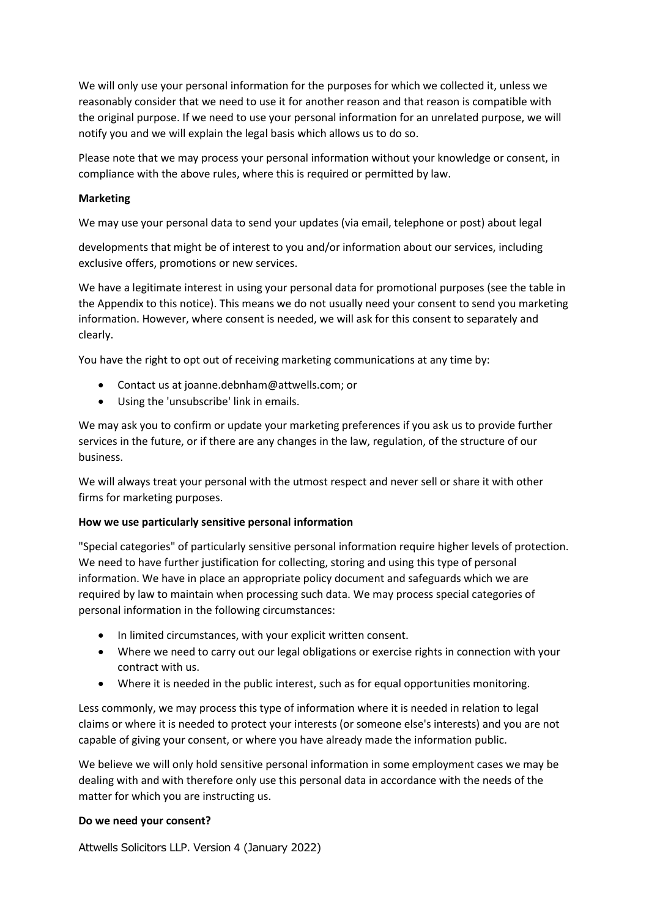We will only use your personal information for the purposes for which we collected it, unless we reasonably consider that we need to use it for another reason and that reason is compatible with the original purpose. If we need to use your personal information for an unrelated purpose, we will notify you and we will explain the legal basis which allows us to do so.

Please note that we may process your personal information without your knowledge or consent, in compliance with the above rules, where this is required or permitted by law.

**Marketing**

We may use your personal data to send your updates (via email, telephone or post) about legal

developments that might be of interest to you and/or information about our services, including exclusive offers, promotions or new services.

We have a legitimate interest in using your personal data for promotional purposes (see the table in the Appendix to this notice). This means we do not usually need your consent to send you marketing information. However, where consent is needed, we will ask for this consent to separately and clearly.

You have the right to opt out of receiving marketing communications at any time by:

- Contact us at joanne.debnham@attwells.com; or
- Using the 'unsubscribe' link in emails.

We may ask you to confirm or update your marketing preferences if you ask us to provide further services in the future, or if there are any changes in the law, regulation, of the structure of our business.

We will always treat your personal with the utmost respect and never sell or share it with other firms for marketing purposes.

**How we use particularly sensitive personal information**

"Special categories" of particularly sensitive personal information require higher levels of protection. We need to have further justification for collecting, storing and using this type of personal information. We have in place an appropriate policy document and safeguards which we are required by law to maintain when processing such data. We may process special categories of personal information in the following circumstances:

- In limited circumstances, with your explicit written consent.
- Where we need to carry out our legal obligations or exercise rights in connection with your contract with us.
- Where it is needed in the public interest, such as for equal opportunities monitoring.

Less commonly, we may process this type of information where it is needed in relation to legal claims or where it is needed to protect your interests (or someone else's interests) and you are not capable of giving your consent, or where you have already made the information public.

We believe we will only hold sensitive personal information in some employment cases we may be dealing with and with therefore only use this personal data in accordance with the needs of the matter for which you are instructing us.

**Do we need your consent?**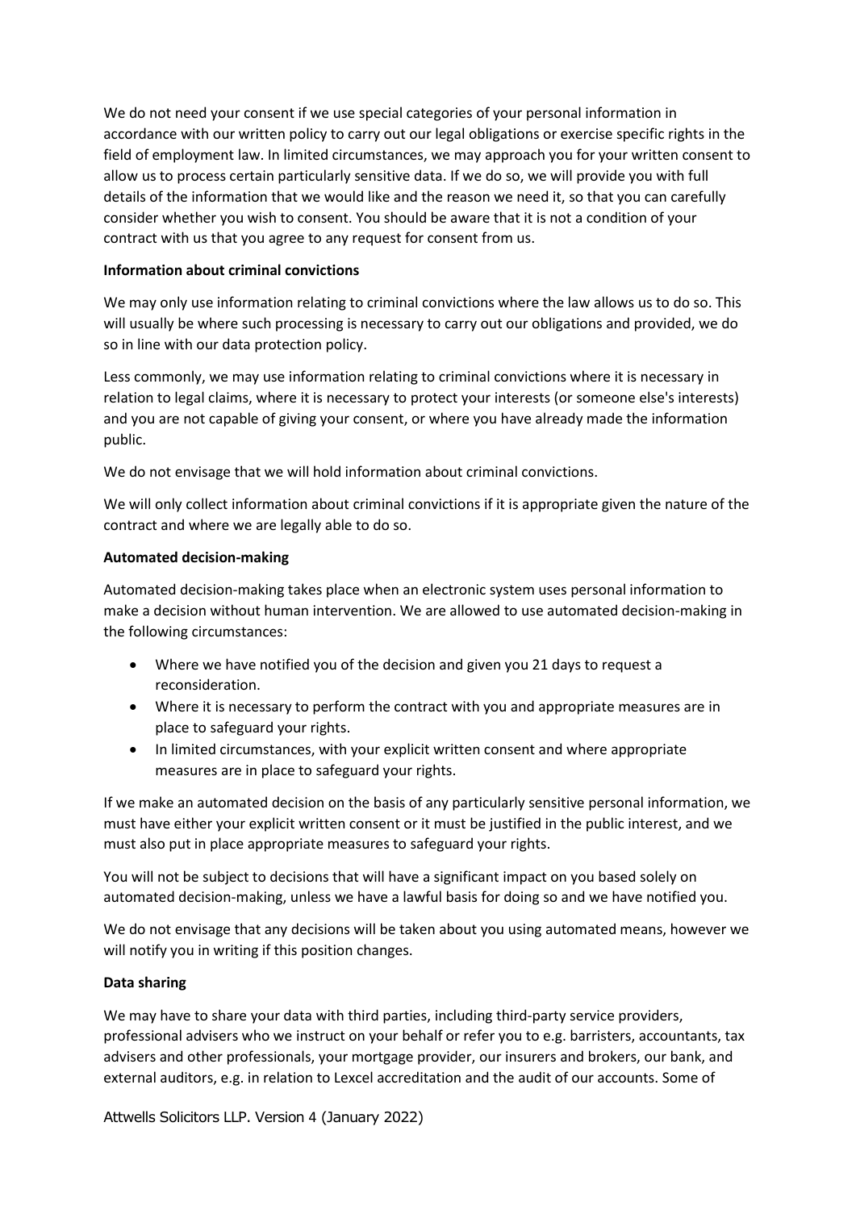We do not need your consent if we use special categories of your personal information in accordance with our written policy to carry out our legal obligations or exercise specific rights in the field of employment law. In limited circumstances, we may approach you for your written consent to allow us to process certain particularly sensitive data. If we do so, we will provide you with full details of the information that we would like and the reason we need it, so that you can carefully consider whether you wish to consent. You should be aware that it is not a condition of your contract with us that you agree to any request for consent from us.

**Information about criminal convictions**

We may only use information relating to criminal convictions where the law allows us to do so. This will usually be where such processing is necessary to carry out our obligations and provided, we do so in line with our data protection policy.

Less commonly, we may use information relating to criminal convictions where it is necessary in relation to legal claims, where it is necessary to protect your interests (or someone else's interests) and you are not capable of giving your consent, or where you have already made the information public.

We do not envisage that we will hold information about criminal convictions.

We will only collect information about criminal convictions if it is appropriate given the nature of the contract and where we are legally able to do so.

**Automated decision-making**

Automated decision-making takes place when an electronic system uses personal information to make a decision without human intervention. We are allowed to use automated decision-making in the following circumstances:

- Where we have notified you of the decision and given you 21 days to request a reconsideration.
- Where it is necessary to perform the contract with you and appropriate measures are in place to safeguard your rights.
- In limited circumstances, with your explicit written consent and where appropriate measures are in place to safeguard your rights.

If we make an automated decision on the basis of any particularly sensitive personal information, we must have either your explicit written consent or it must be justified in the public interest, and we must also put in place appropriate measures to safeguard your rights.

You will not be subject to decisions that will have a significant impact on you based solely on automated decision-making, unless we have a lawful basis for doing so and we have notified you.

We do not envisage that any decisions will be taken about you using automated means, however we will notify you in writing if this position changes.

**Data sharing**

We may have to share your data with third parties, including third-party service providers, professional advisers who we instruct on your behalf or refer you to e.g. barristers, accountants, tax advisers and other professionals, your mortgage provider, our insurers and brokers, our bank, and external auditors, e.g. in relation to Lexcel accreditation and the audit of our accounts. Some of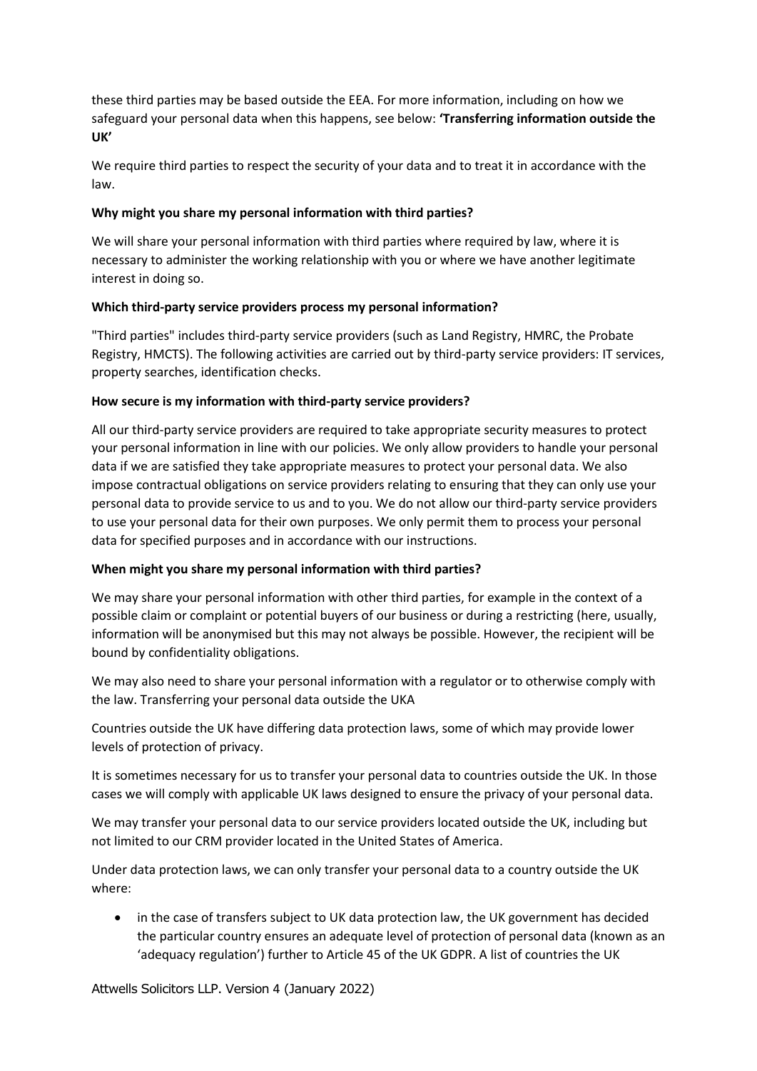these third parties may be based outside the EEA. For more information, including on how we safeguard your personal data when this happens, see below: **'Transferring information outside the UK'**

We require third parties to respect the security of your data and to treat it in accordance with the law.

**Why might you share my personal information with third parties?**

We will share your personal information with third parties where required by law, where it is necessary to administer the working relationship with you or where we have another legitimate interest in doing so.

**Which third-party service providers process my personal information?**

"Third parties" includes third-party service providers (such as Land Registry, HMRC, the Probate Registry, HMCTS). The following activities are carried out by third-party service providers: IT services, property searches, identification checks.

**How secure is my information with third-party service providers?**

All our third-party service providers are required to take appropriate security measures to protect your personal information in line with our policies. We only allow providers to handle your personal data if we are satisfied they take appropriate measures to protect your personal data. We also impose contractual obligations on service providers relating to ensuring that they can only use your personal data to provide service to us and to you. We do not allow our third-party service providers to use your personal data for their own purposes. We only permit them to process your personal data for specified purposes and in accordance with our instructions.

**When might you share my personal information with third parties?**

We may share your personal information with other third parties, for example in the context of a possible claim or complaint or potential buyers of our business or during a restricting (here, usually, information will be anonymised but this may not always be possible. However, the recipient will be bound by confidentiality obligations.

We may also need to share your personal information with a regulator or to otherwise comply with the law. Transferring your personal data outside the UKA

Countries outside the UK have differing data protection laws, some of which may provide lower levels of protection of privacy.

It is sometimes necessary for us to transfer your personal data to countries outside the UK. In those cases we will comply with applicable UK laws designed to ensure the privacy of your personal data.

We may transfer your personal data to our service providers located outside the UK, including but not limited to our CRM provider located in the United States of America.

Under data protection laws, we can only transfer your personal data to a country outside the UK where:

- in the case of transfers subject to UK data protection law, the UK government has decided the particular country ensures an adequate level of protection of personal data (known as an 'adequacy regulation') further to Article 45 of the UK GDPR. A list of countries the UK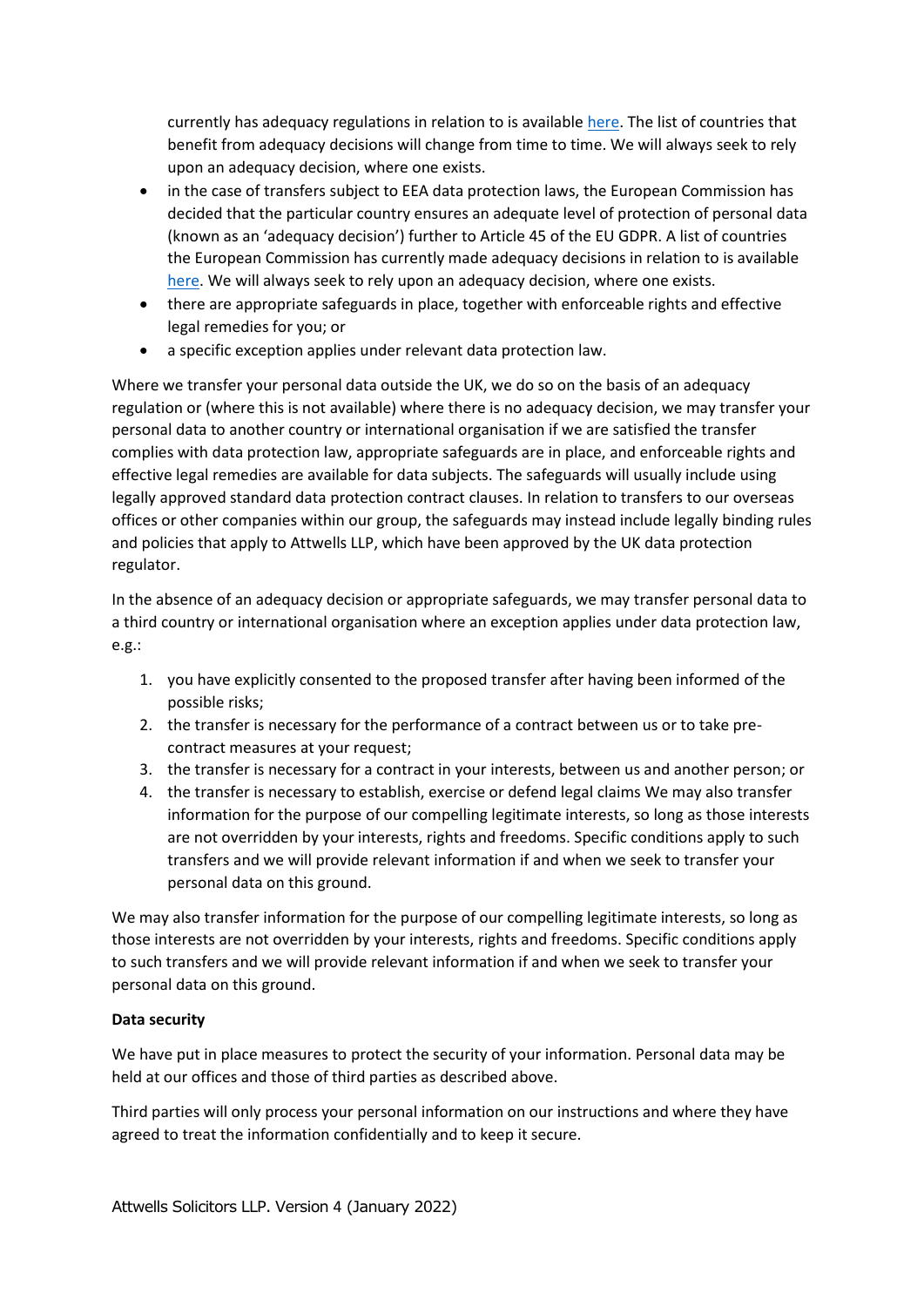currently has adequacy regulations in relation to is available [here](). The list of countries that benefit from adequacy decisions will change from time to time. We will always seek to rely upon an adequacy decision, where one exists.

- in the case of transfers subject to EEA data protection laws, the European Commission has decided that the particular country ensures an adequate level of protection of personal data (known as an 'adequacy decision') further to Article 45 of the EU GDPR. A list of countries the European Commission has currently made adequacy decisions in relation to is available [here](). We will always seek to rely upon an adequacy decision, where one exists.
- there are appropriate safeguards in place, together with enforceable rights and effective legal remedies for you; or
- a specific exception applies under relevant data protection law.

Where we transfer your personal data outside the UK, we do so on the basis of an adequacy regulation or (where this is not available) where there is no adequacy decision, we may transfer your personal data to another country or international organisation if we are satisfied the transfer complies with data protection law, appropriate safeguards are in place, and enforceable rights and effective legal remedies are available for data subjects. The safeguards will usually include using legally approved standard data protection contract clauses. In relation to transfers to our overseas offices or other companies within our group, the safeguards may instead include legally binding rules and policies that apply to Attwells LLP, which have been approved by the UK data protection regulator.

In the absence of an adequacy decision or appropriate safeguards, we may transfer personal data to a third country or international organisation where an exception applies under data protection law, e.g.:

1. you have explicitly consented to the proposed transfer after having been informed of the possible risks;
2. the transfer is necessary for the performance of a contract between us or to take pre-contract measures at your request;
3. the transfer is necessary for a contract in your interests, between us and another person; or
4. the transfer is necessary to establish, exercise or defend legal claims We may also transfer information for the purpose of our compelling legitimate interests, so long as those interests are not overridden by your interests, rights and freedoms. Specific conditions apply to such transfers and we will provide relevant information if and when we seek to transfer your personal data on this ground.

We may also transfer information for the purpose of our compelling legitimate interests, so long as those interests are not overridden by your interests, rights and freedoms. Specific conditions apply to such transfers and we will provide relevant information if and when we seek to transfer your personal data on this ground.

**Data security**

We have put in place measures to protect the security of your information. Personal data may be held at our offices and those of third parties as described above.

Third parties will only process your personal information on our instructions and where they have agreed to treat the information confidentially and to keep it secure.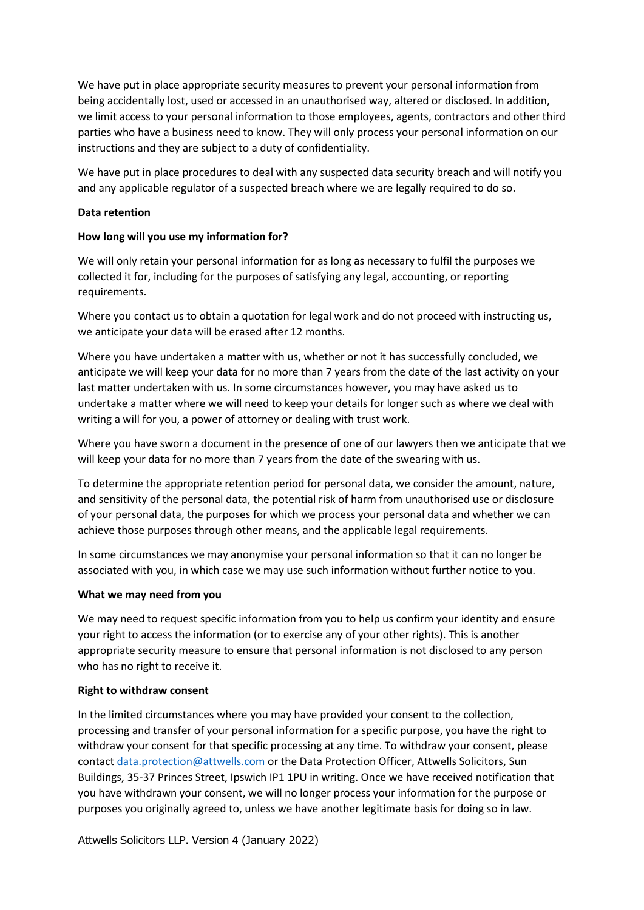We have put in place appropriate security measures to prevent your personal information from being accidentally lost, used or accessed in an unauthorised way, altered or disclosed. In addition, we limit access to your personal information to those employees, agents, contractors and other third parties who have a business need to know. They will only process your personal information on our instructions and they are subject to a duty of confidentiality.

We have put in place procedures to deal with any suspected data security breach and will notify you and any applicable regulator of a suspected breach where we are legally required to do so.

**Data retention**

**How long will you use my information for?**

We will only retain your personal information for as long as necessary to fulfil the purposes we collected it for, including for the purposes of satisfying any legal, accounting, or reporting requirements.

Where you contact us to obtain a quotation for legal work and do not proceed with instructing us, we anticipate your data will be erased after 12 months.

Where you have undertaken a matter with us, whether or not it has successfully concluded, we anticipate we will keep your data for no more than 7 years from the date of the last activity on your last matter undertaken with us. In some circumstances however, you may have asked us to undertake a matter where we will need to keep your details for longer such as where we deal with writing a will for you, a power of attorney or dealing with trust work.

Where you have sworn a document in the presence of one of our lawyers then we anticipate that we will keep your data for no more than 7 years from the date of the swearing with us.

To determine the appropriate retention period for personal data, we consider the amount, nature, and sensitivity of the personal data, the potential risk of harm from unauthorised use or disclosure of your personal data, the purposes for which we process your personal data and whether we can achieve those purposes through other means, and the applicable legal requirements.

In some circumstances we may anonymise your personal information so that it can no longer be associated with you, in which case we may use such information without further notice to you.

**What we may need from you**

We may need to request specific information from you to help us confirm your identity and ensure your right to access the information (or to exercise any of your other rights). This is another appropriate security measure to ensure that personal information is not disclosed to any person who has no right to receive it.

**Right to withdraw consent**

In the limited circumstances where you may have provided your consent to the collection, processing and transfer of your personal information for a specific purpose, you have the right to withdraw your consent for that specific processing at any time. To withdraw your consent, please contact [data.protection@attwells.com](mailto:data.protection@attwells.com) or the Data Protection Officer, Attwells Solicitors, Sun Buildings, 35-37 Princes Street, Ipswich IP1 1PU in writing. Once we have received notification that you have withdrawn your consent, we will no longer process your information for the purpose or purposes you originally agreed to, unless we have another legitimate basis for doing so in law.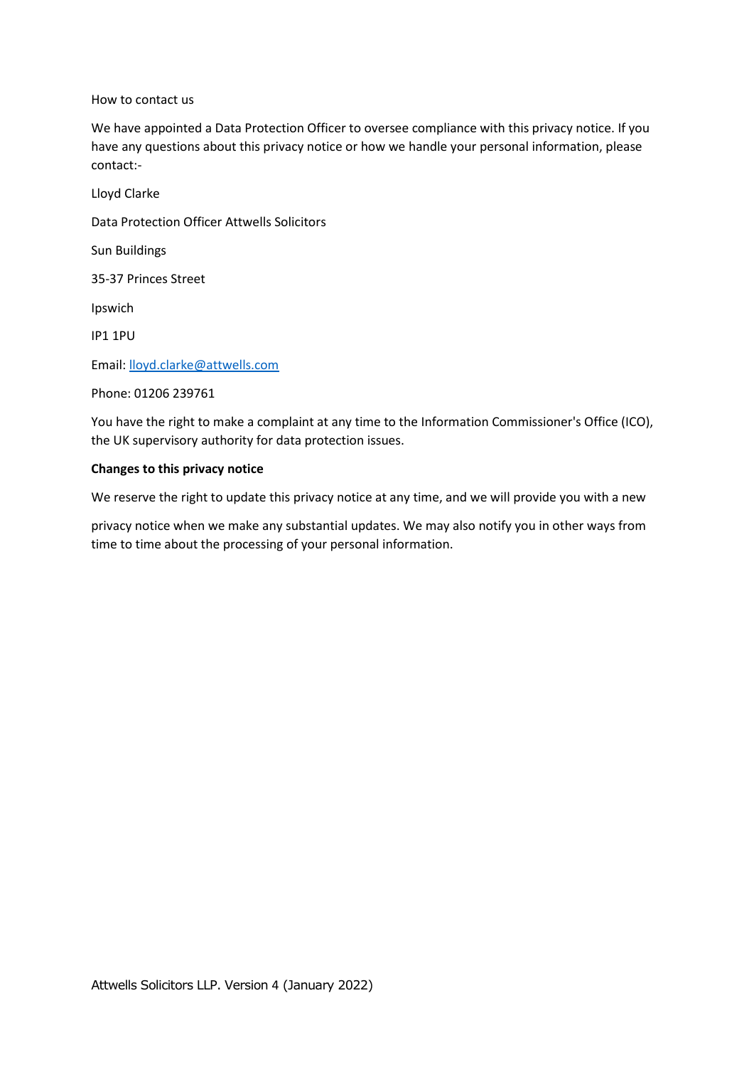How to contact us

We have appointed a Data Protection Officer to oversee compliance with this privacy notice. If you have any questions about this privacy notice or how we handle your personal information, please contact:-

Lloyd Clarke

Data Protection Officer Attwells Solicitors

Sun Buildings

35-37 Princes Street

Ipswich

IP1 1PU

Email: lloyd.clarke@attwells.com

Phone: 01206 239761

You have the right to make a complaint at any time to the Information Commissioner's Office (ICO), the UK supervisory authority for data protection issues.

**Changes to this privacy notice**

We reserve the right to update this privacy notice at any time, and we will provide you with a new privacy notice when we make any substantial updates. We may also notify you in other ways from time to time about the processing of your personal information.

Attwells Solicitors LLP. Version 4 (January 2022)